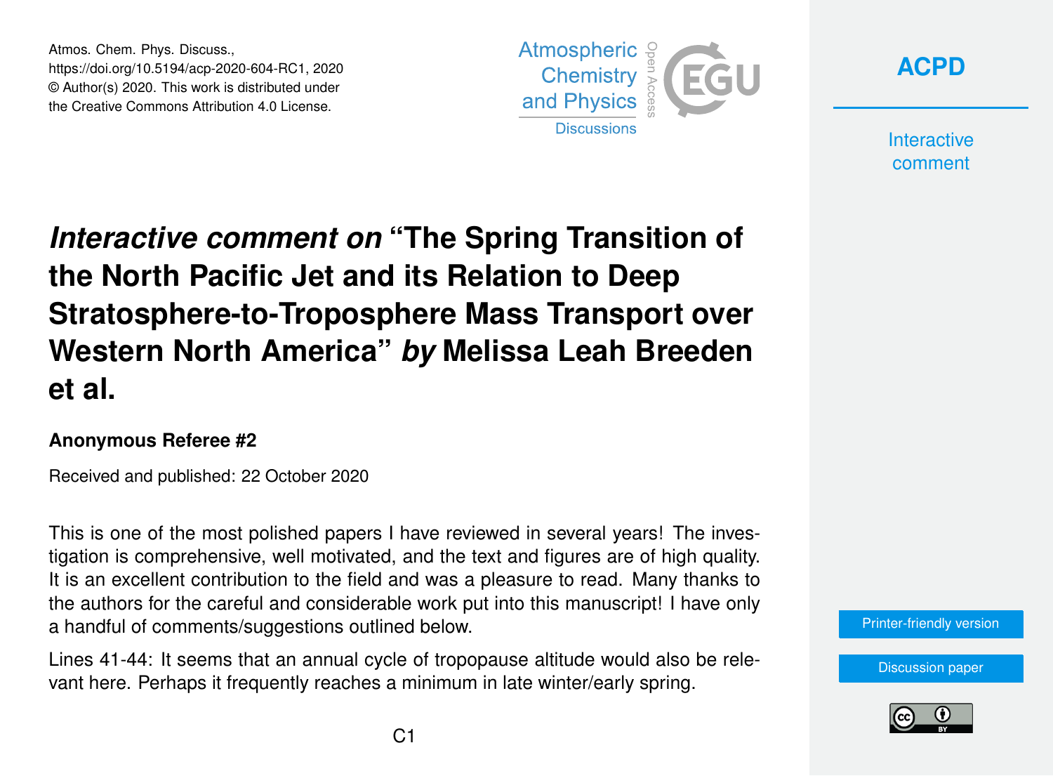Atmos. Chem. Phys. Discuss.,
https://doi.org/10.5194/acp-2020-604-RC1, 2020
© Author(s) 2020. This work is distributed under
the Creative Commons Attribution 4.0 License.

# *Interactive comment on* "The Spring Transition of the North Pacific Jet and its Relation to Deep Stratosphere-to-Troposphere Mass Transport over Western North America" *by* Melissa Leah Breeden et al.

**Anonymous Referee #2**

Received and published: 22 October 2020

This is one of the most polished papers I have reviewed in several years! The investigation is comprehensive, well motivated, and the text and figures are of high quality. It is an excellent contribution to the field and was a pleasure to read. Many thanks to the authors for the careful and considerable work put into this manuscript! I have only a handful of comments/suggestions outlined below.

Lines 41-44: It seems that an annual cycle of tropopause altitude would also be relevant here. Perhaps it frequently reaches a minimum in late winter/early spring.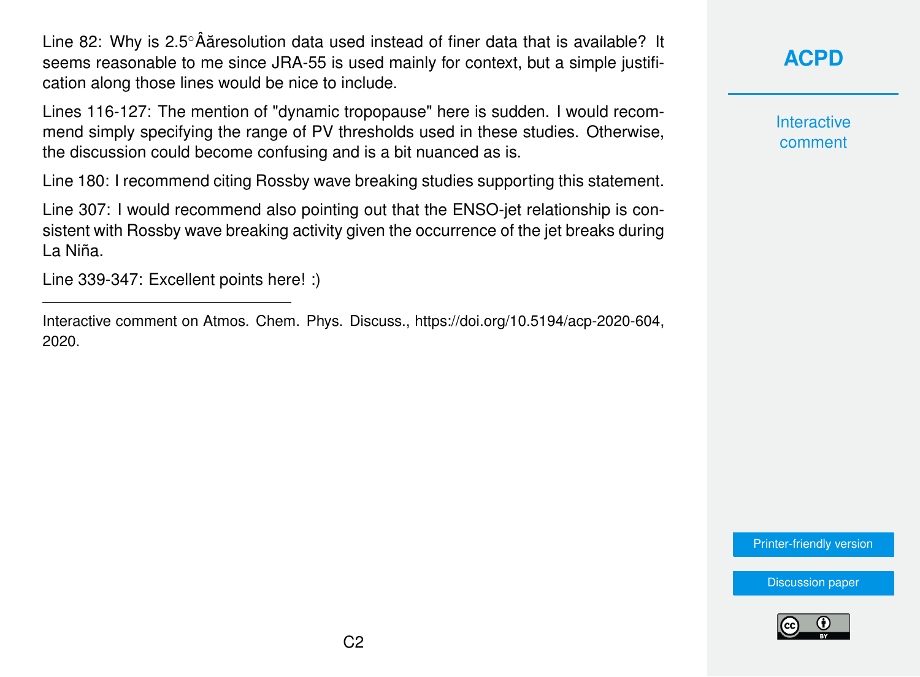Line 82: Why is 2.5°Âăresolution data used instead of finer data that is available? It seems reasonable to me since JRA-55 is used mainly for context, but a simple justification along those lines would be nice to include.

Lines 116-127: The mention of "dynamic tropopause" here is sudden. I would recommend simply specifying the range of PV thresholds used in these studies. Otherwise, the discussion could become confusing and is a bit nuanced as is.

Line 180: I recommend citing Rossby wave breaking studies supporting this statement.

Line 307: I would recommend also pointing out that the ENSO-jet relationship is consistent with Rossby wave breaking activity given the occurrence of the jet breaks during La Niña.

Line 339-347: Excellent points here! :)

---

Interactive comment on Atmos. Chem. Phys. Discuss., https://doi.org/10.5194/acp-2020-604, 2020.